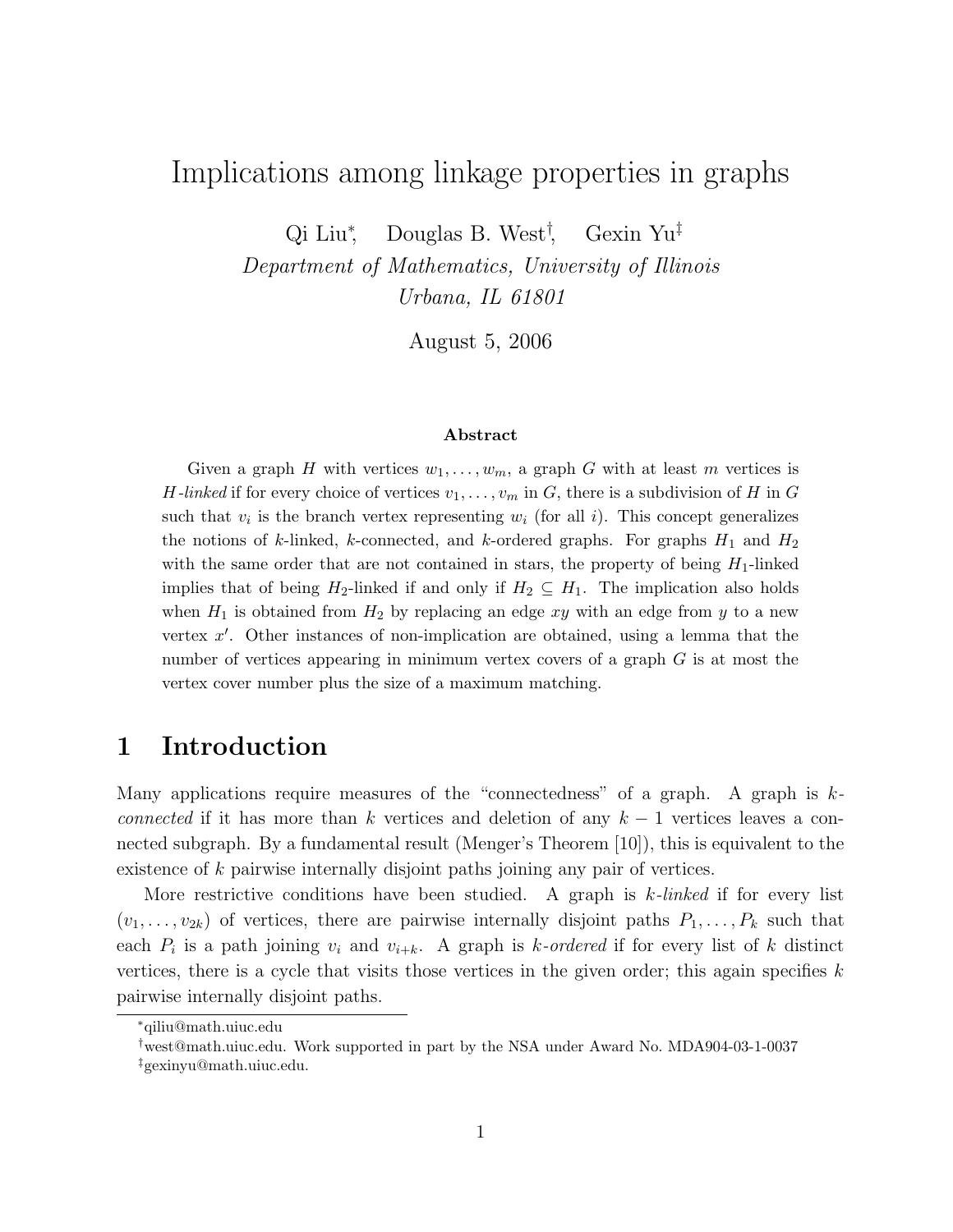# Implications among linkage properties in graphs

Qi Liu[*], Douglas B. West[†], Gexin Yu[‡]

*Department of Mathematics, University of Illinois*
*Urbana, IL 61801*

August 5, 2006

### Abstract

Given a graph $H$ with vertices $w_1, \ldots, w_m$, a graph $G$ with at least $m$ vertices is *$H$-linked* if for every choice of vertices $v_1, \ldots, v_m$ in $G$, there is a subdivision of $H$ in $G$ such that $v_i$ is the branch vertex representing $w_i$ (for all $i$). This concept generalizes the notions of $k$-linked, $k$-connected, and $k$-ordered graphs. For graphs $H_1$ and $H_2$ with the same order that are not contained in stars, the property of being $H_1$-linked implies that of being $H_2$-linked if and only if $H_2 \subseteq H_1$. The implication also holds when $H_1$ is obtained from $H_2$ by replacing an edge $xy$ with an edge from $y$ to a new vertex $x'$. Other instances of non-implication are obtained, using a lemma that the number of vertices appearing in minimum vertex covers of a graph $G$ is at most the vertex cover number plus the size of a maximum matching.

## 1 Introduction

Many applications require measures of the "connectedness" of a graph. A graph is *$k$-connected* if it has more than $k$ vertices and deletion of any $k-1$ vertices leaves a connected subgraph. By a fundamental result (Menger's Theorem [10]), this is equivalent to the existence of $k$ pairwise internally disjoint paths joining any pair of vertices.

More restrictive conditions have been studied. A graph is *$k$-linked* if for every list $(v_1, \ldots, v_{2k})$ of vertices, there are pairwise internally disjoint paths $P_1, \ldots, P_k$ such that each $P_i$ is a path joining $v_i$ and $v_{i+k}$. A graph is *$k$-ordered* if for every list of $k$ distinct vertices, there is a cycle that visits those vertices in the given order; this again specifies $k$ pairwise internally disjoint paths.

---

[*] qiliu@math.uiuc.edu

[†] west@math.uiuc.edu. Work supported in part by the NSA under Award No. MDA904-03-1-0037

[‡] gexinyu@math.uiuc.edu.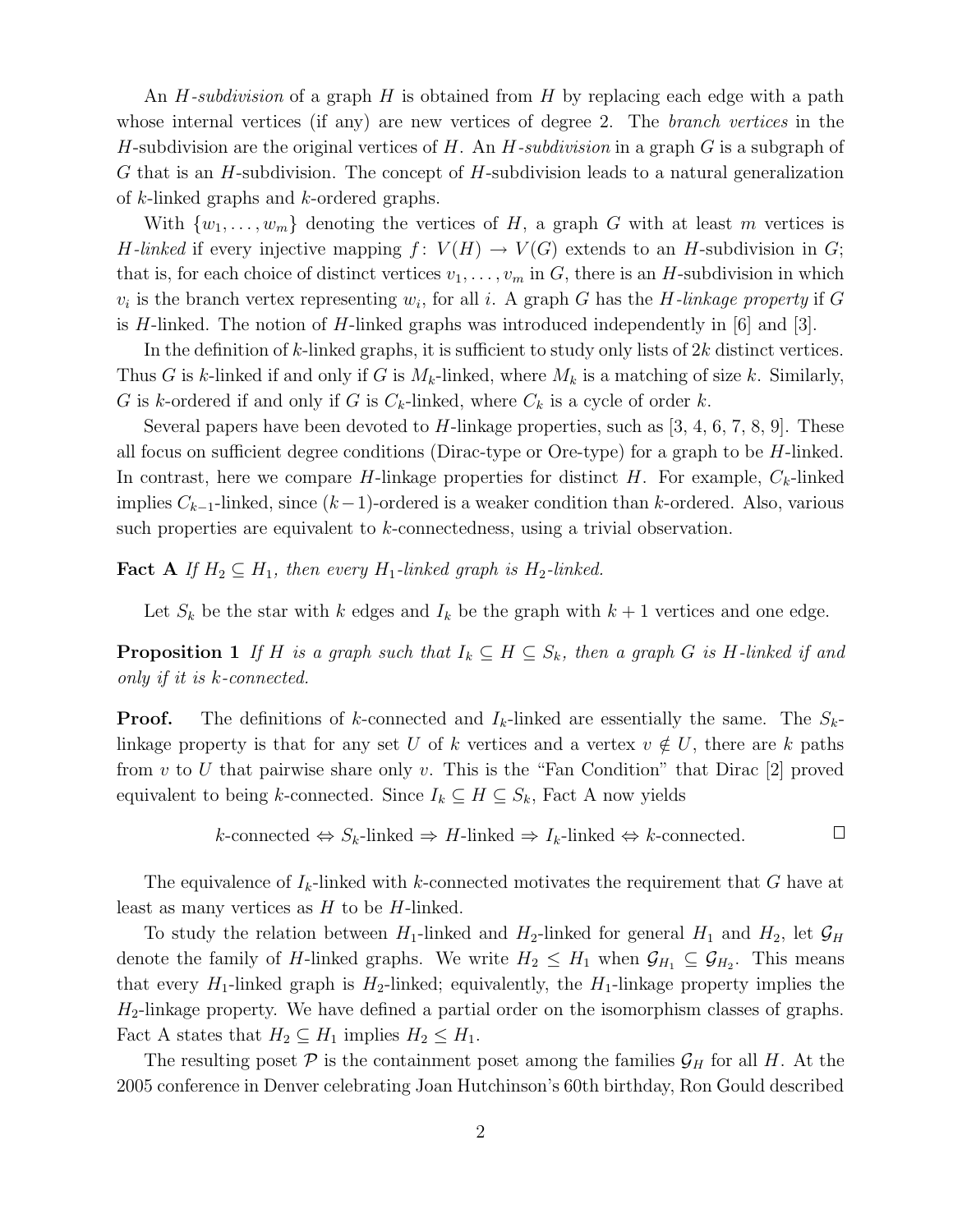An *$H$-subdivision* of a graph $H$ is obtained from $H$ by replacing each edge with a path whose internal vertices (if any) are new vertices of degree 2. The *branch vertices* in the $H$-subdivision are the original vertices of $H$. An *$H$-subdivision* in a graph $G$ is a subgraph of $G$ that is an $H$-subdivision. The concept of $H$-subdivision leads to a natural generalization of $k$-linked graphs and $k$-ordered graphs.

With $\{w_1, \ldots, w_m\}$ denoting the vertices of $H$, a graph $G$ with at least $m$ vertices is *$H$-linked* if every injective mapping $f\colon V(H) \to V(G)$ extends to an $H$-subdivision in $G$; that is, for each choice of distinct vertices $v_1, \ldots, v_m$ in $G$, there is an $H$-subdivision in which $v_i$ is the branch vertex representing $w_i$, for all $i$. A graph $G$ has the *$H$-linkage property* if $G$ is $H$-linked. The notion of $H$-linked graphs was introduced independently in [6] and [3].

In the definition of $k$-linked graphs, it is sufficient to study only lists of $2k$ distinct vertices. Thus $G$ is $k$-linked if and only if $G$ is $M_k$-linked, where $M_k$ is a matching of size $k$. Similarly, $G$ is $k$-ordered if and only if $G$ is $C_k$-linked, where $C_k$ is a cycle of order $k$.

Several papers have been devoted to $H$-linkage properties, such as [3, 4, 6, 7, 8, 9]. These all focus on sufficient degree conditions (Dirac-type or Ore-type) for a graph to be $H$-linked. In contrast, here we compare $H$-linkage properties for distinct $H$. For example, $C_k$-linked implies $C_{k-1}$-linked, since $(k-1)$-ordered is a weaker condition than $k$-ordered. Also, various such properties are equivalent to $k$-connectedness, using a trivial observation.

**Fact A** *If $H_2 \subseteq H_1$, then every $H_1$-linked graph is $H_2$-linked.*

Let $S_k$ be the star with $k$ edges and $I_k$ be the graph with $k+1$ vertices and one edge.

**Proposition 1** *If $H$ is a graph such that $I_k \subseteq H \subseteq S_k$, then a graph $G$ is $H$-linked if and only if it is $k$-connected.*

**Proof.** The definitions of $k$-connected and $I_k$-linked are essentially the same. The $S_k$-linkage property is that for any set $U$ of $k$ vertices and a vertex $v \notin U$, there are $k$ paths from $v$ to $U$ that pairwise share only $v$. This is the "Fan Condition" that Dirac [2] proved equivalent to being $k$-connected. Since $I_k \subseteq H \subseteq S_k$, Fact A now yields

$$k\text{-connected} \Leftrightarrow S_k\text{-linked} \Rightarrow H\text{-linked} \Rightarrow I_k\text{-linked} \Leftrightarrow k\text{-connected}. \qquad \square$$

The equivalence of $I_k$-linked with $k$-connected motivates the requirement that $G$ have at least as many vertices as $H$ to be $H$-linked.

To study the relation between $H_1$-linked and $H_2$-linked for general $H_1$ and $H_2$, let $\mathcal{G}_H$ denote the family of $H$-linked graphs. We write $H_2 \leq H_1$ when $\mathcal{G}_{H_1} \subseteq \mathcal{G}_{H_2}$. This means that every $H_1$-linked graph is $H_2$-linked; equivalently, the $H_1$-linkage property implies the $H_2$-linkage property. We have defined a partial order on the isomorphism classes of graphs. Fact A states that $H_2 \subseteq H_1$ implies $H_2 \leq H_1$.

The resulting poset $\mathcal{P}$ is the containment poset among the families $\mathcal{G}_H$ for all $H$. At the 2005 conference in Denver celebrating Joan Hutchinson's 60th birthday, Ron Gould described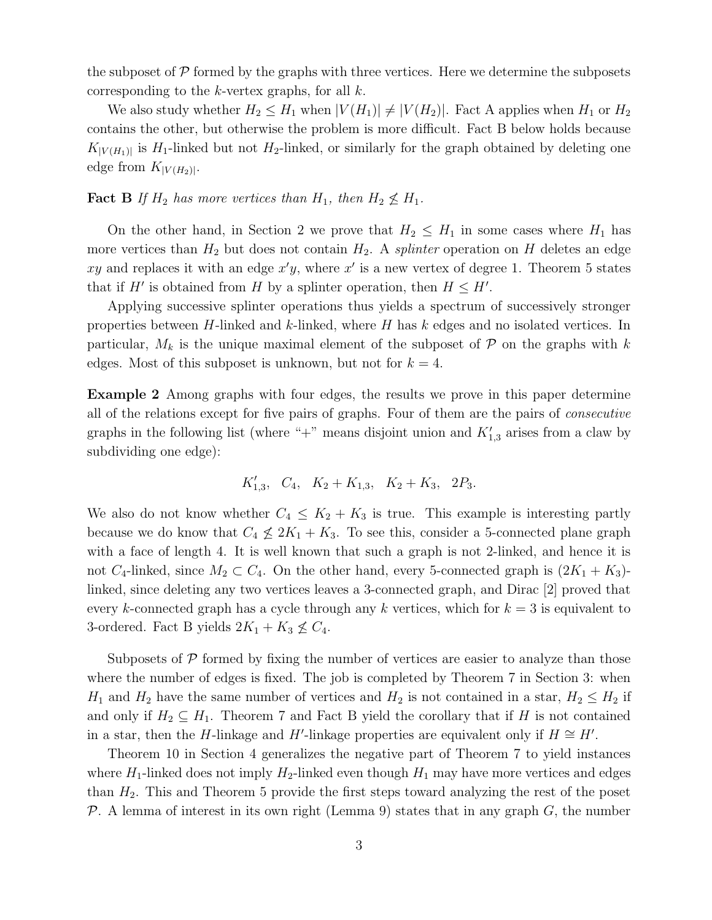the subposet of $\mathcal{P}$ formed by the graphs with three vertices. Here we determine the subposets corresponding to the $k$-vertex graphs, for all $k$.

We also study whether $H_2 \le H_1$ when $|V(H_1)| \ne |V(H_2)|$. Fact A applies when $H_1$ or $H_2$ contains the other, but otherwise the problem is more difficult. Fact B below holds because $K_{|V(H_1)|}$ is $H_1$-linked but not $H_2$-linked, or similarly for the graph obtained by deleting one edge from $K_{|V(H_2)|}$.

**Fact B** *If $H_2$ has more vertices than $H_1$, then $H_2 \not\le H_1$.*

On the other hand, in Section 2 we prove that $H_2 \le H_1$ in some cases where $H_1$ has more vertices than $H_2$ but does not contain $H_2$. A *splinter* operation on $H$ deletes an edge $xy$ and replaces it with an edge $x'y$, where $x'$ is a new vertex of degree 1. Theorem 5 states that if $H'$ is obtained from $H$ by a splinter operation, then $H \le H'$.

Applying successive splinter operations thus yields a spectrum of successively stronger properties between $H$-linked and $k$-linked, where $H$ has $k$ edges and no isolated vertices. In particular, $M_k$ is the unique maximal element of the subposet of $\mathcal{P}$ on the graphs with $k$ edges. Most of this subposet is unknown, but not for $k = 4$.

**Example 2** Among graphs with four edges, the results we prove in this paper determine all of the relations except for five pairs of graphs. Four of them are the pairs of *consecutive* graphs in the following list (where "+" means disjoint union and $K'_{1,3}$ arises from a claw by subdividing one edge):

$$K'_{1,3}, \quad C_4, \quad K_2 + K_{1,3}, \quad K_2 + K_3, \quad 2P_3.$$

We also do not know whether $C_4 \le K_2 + K_3$ is true. This example is interesting partly because we do know that $C_4 \not\le 2K_1 + K_3$. To see this, consider a 5-connected plane graph with a face of length 4. It is well known that such a graph is not 2-linked, and hence it is not $C_4$-linked, since $M_2 \subset C_4$. On the other hand, every 5-connected graph is $(2K_1 + K_3)$-linked, since deleting any two vertices leaves a 3-connected graph, and Dirac [2] proved that every $k$-connected graph has a cycle through any $k$ vertices, which for $k = 3$ is equivalent to 3-ordered. Fact B yields $2K_1 + K_3 \not\le C_4$.

Subposets of $\mathcal{P}$ formed by fixing the number of vertices are easier to analyze than those where the number of edges is fixed. The job is completed by Theorem 7 in Section 3: when $H_1$ and $H_2$ have the same number of vertices and $H_2$ is not contained in a star, $H_2 \le H_2$ if and only if $H_2 \subseteq H_1$. Theorem 7 and Fact B yield the corollary that if $H$ is not contained in a star, then the $H$-linkage and $H'$-linkage properties are equivalent only if $H \cong H'$.

Theorem 10 in Section 4 generalizes the negative part of Theorem 7 to yield instances where $H_1$-linked does not imply $H_2$-linked even though $H_1$ may have more vertices and edges than $H_2$. This and Theorem 5 provide the first steps toward analyzing the rest of the poset $\mathcal{P}$. A lemma of interest in its own right (Lemma 9) states that in any graph $G$, the number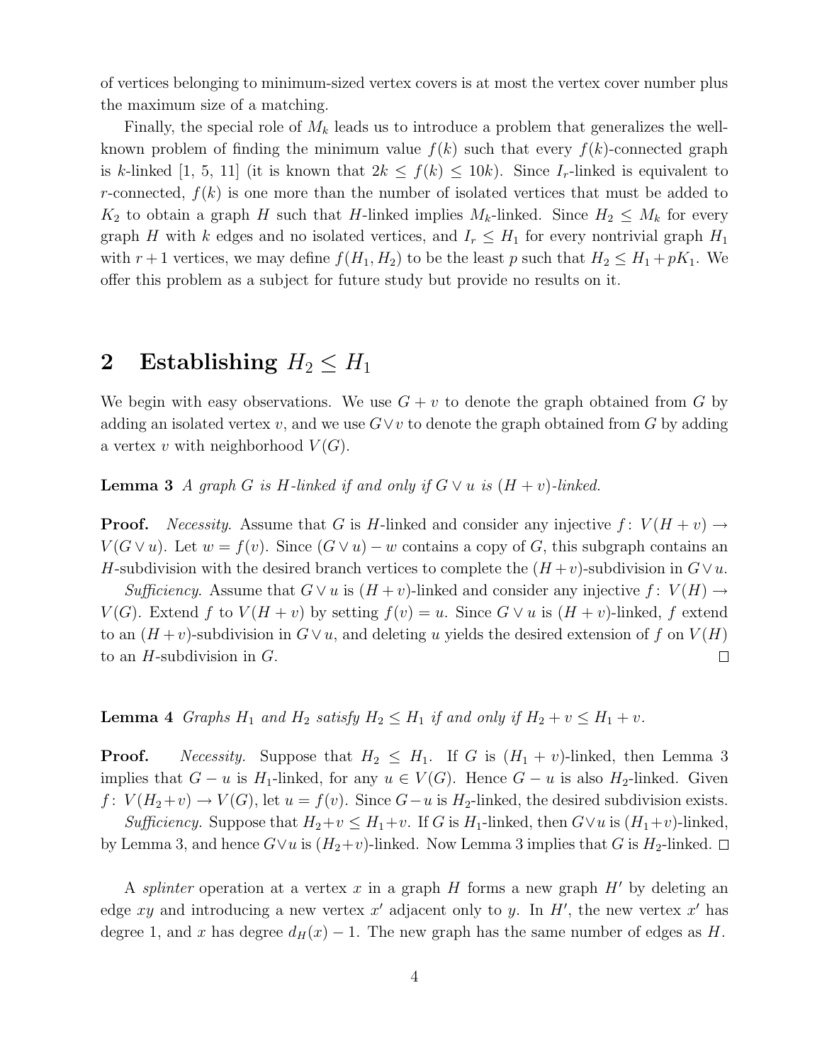of vertices belonging to minimum-sized vertex covers is at most the vertex cover number plus the maximum size of a matching.

Finally, the special role of $M_k$ leads us to introduce a problem that generalizes the well-known problem of finding the minimum value $f(k)$ such that every $f(k)$-connected graph is $k$-linked [1, 5, 11] (it is known that $2k \le f(k) \le 10k$). Since $I_r$-linked is equivalent to $r$-connected, $f(k)$ is one more than the number of isolated vertices that must be added to $K_2$ to obtain a graph $H$ such that $H$-linked implies $M_k$-linked. Since $H_2 \le M_k$ for every graph $H$ with $k$ edges and no isolated vertices, and $I_r \le H_1$ for every nontrivial graph $H_1$ with $r+1$ vertices, we may define $f(H_1, H_2)$ to be the least $p$ such that $H_2 \le H_1 + pK_1$. We offer this problem as a subject for future study but provide no results on it.

## 2 Establishing $H_2 \le H_1$

We begin with easy observations. We use $G + v$ to denote the graph obtained from $G$ by adding an isolated vertex $v$, and we use $G \vee v$ to denote the graph obtained from $G$ by adding a vertex $v$ with neighborhood $V(G)$.

**Lemma 3** *A graph $G$ is $H$-linked if and only if $G \vee u$ is $(H + v)$-linked.*

**Proof.** *Necessity*. Assume that $G$ is $H$-linked and consider any injective $f\colon V(H + v) \to V(G \vee u)$. Let $w = f(v)$. Since $(G \vee u) - w$ contains a copy of $G$, this subgraph contains an $H$-subdivision with the desired branch vertices to complete the $(H + v)$-subdivision in $G \vee u$.

*Sufficiency*. Assume that $G \vee u$ is $(H + v)$-linked and consider any injective $f\colon V(H) \to V(G)$. Extend $f$ to $V(H + v)$ by setting $f(v) = u$. Since $G \vee u$ is $(H + v)$-linked, $f$ extend to an $(H + v)$-subdivision in $G \vee u$, and deleting $u$ yields the desired extension of $f$ on $V(H)$ to an $H$-subdivision in $G$. $\square$

**Lemma 4** *Graphs $H_1$ and $H_2$ satisfy $H_2 \le H_1$ if and only if $H_2 + v \le H_1 + v$.*

**Proof.** *Necessity.* Suppose that $H_2 \le H_1$. If $G$ is $(H_1 + v)$-linked, then Lemma 3 implies that $G - u$ is $H_1$-linked, for any $u \in V(G)$. Hence $G - u$ is also $H_2$-linked. Given $f\colon V(H_2 + v) \to V(G)$, let $u = f(v)$. Since $G - u$ is $H_2$-linked, the desired subdivision exists.

*Sufficiency.* Suppose that $H_2 + v \le H_1 + v$. If $G$ is $H_1$-linked, then $G \vee u$ is $(H_1 + v)$-linked, by Lemma 3, and hence $G \vee u$ is $(H_2 + v)$-linked. Now Lemma 3 implies that $G$ is $H_2$-linked. $\square$

A *splinter* operation at a vertex $x$ in a graph $H$ forms a new graph $H'$ by deleting an edge $xy$ and introducing a new vertex $x'$ adjacent only to $y$. In $H'$, the new vertex $x'$ has degree 1, and $x$ has degree $d_H(x) - 1$. The new graph has the same number of edges as $H$.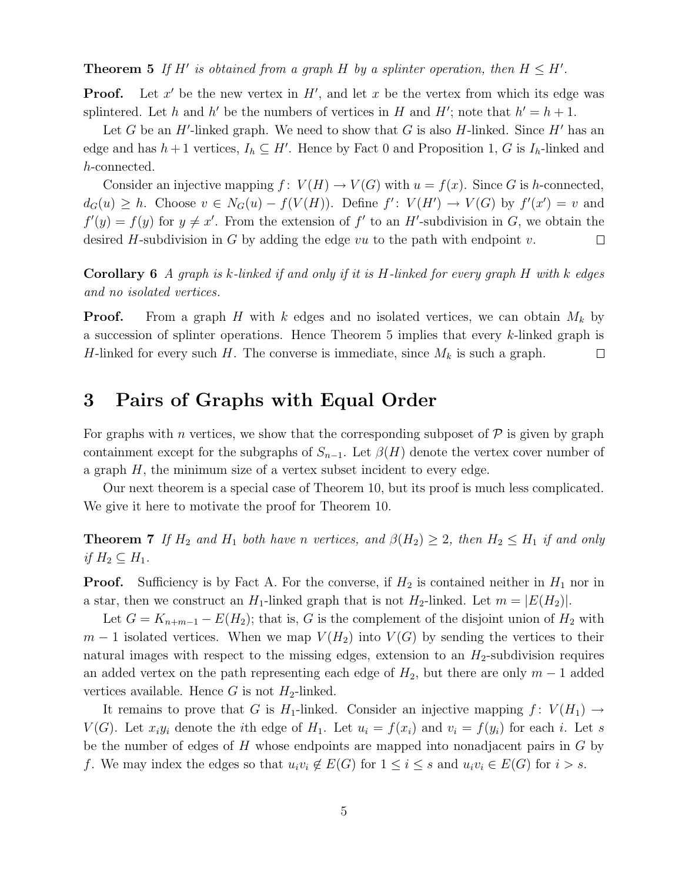**Theorem 5** *If $H'$ is obtained from a graph $H$ by a splinter operation, then $H \leq H'$.*

**Proof.** Let $x'$ be the new vertex in $H'$, and let $x$ be the vertex from which its edge was splintered. Let $h$ and $h'$ be the numbers of vertices in $H$ and $H'$; note that $h' = h + 1$.

Let $G$ be an $H'$-linked graph. We need to show that $G$ is also $H$-linked. Since $H'$ has an edge and has $h+1$ vertices, $I_h \subseteq H'$. Hence by Fact 0 and Proposition 1, $G$ is $I_h$-linked and $h$-connected.

Consider an injective mapping $f\colon V(H) \to V(G)$ with $u = f(x)$. Since $G$ is $h$-connected, $d_G(u) \geq h$. Choose $v \in N_G(u) - f(V(H))$. Define $f'\colon V(H') \to V(G)$ by $f'(x') = v$ and $f'(y) = f(y)$ for $y \neq x'$. From the extension of $f'$ to an $H'$-subdivision in $G$, we obtain the desired $H$-subdivision in $G$ by adding the edge $vu$ to the path with endpoint $v$. □

**Corollary 6** *A graph is $k$-linked if and only if it is $H$-linked for every graph $H$ with $k$ edges and no isolated vertices.*

**Proof.** From a graph $H$ with $k$ edges and no isolated vertices, we can obtain $M_k$ by a succession of splinter operations. Hence Theorem 5 implies that every $k$-linked graph is $H$-linked for every such $H$. The converse is immediate, since $M_k$ is such a graph. □

# 3 Pairs of Graphs with Equal Order

For graphs with $n$ vertices, we show that the corresponding subposet of $\mathcal{P}$ is given by graph containment except for the subgraphs of $S_{n-1}$. Let $\beta(H)$ denote the vertex cover number of a graph $H$, the minimum size of a vertex subset incident to every edge.

Our next theorem is a special case of Theorem 10, but its proof is much less complicated. We give it here to motivate the proof for Theorem 10.

**Theorem 7** *If $H_2$ and $H_1$ both have $n$ vertices, and $\beta(H_2) \geq 2$, then $H_2 \leq H_1$ if and only if $H_2 \subseteq H_1$.*

**Proof.** Sufficiency is by Fact A. For the converse, if $H_2$ is contained neither in $H_1$ nor in a star, then we construct an $H_1$-linked graph that is not $H_2$-linked. Let $m = |E(H_2)|$.

Let $G = K_{n+m-1} - E(H_2)$; that is, $G$ is the complement of the disjoint union of $H_2$ with $m-1$ isolated vertices. When we map $V(H_2)$ into $V(G)$ by sending the vertices to their natural images with respect to the missing edges, extension to an $H_2$-subdivision requires an added vertex on the path representing each edge of $H_2$, but there are only $m-1$ added vertices available. Hence $G$ is not $H_2$-linked.

It remains to prove that $G$ is $H_1$-linked. Consider an injective mapping $f\colon V(H_1) \to V(G)$. Let $x_iy_i$ denote the $i$th edge of $H_1$. Let $u_i = f(x_i)$ and $v_i = f(y_i)$ for each $i$. Let $s$ be the number of edges of $H$ whose endpoints are mapped into nonadjacent pairs in $G$ by $f$. We may index the edges so that $u_iv_i \notin E(G)$ for $1 \leq i \leq s$ and $u_iv_i \in E(G)$ for $i > s$.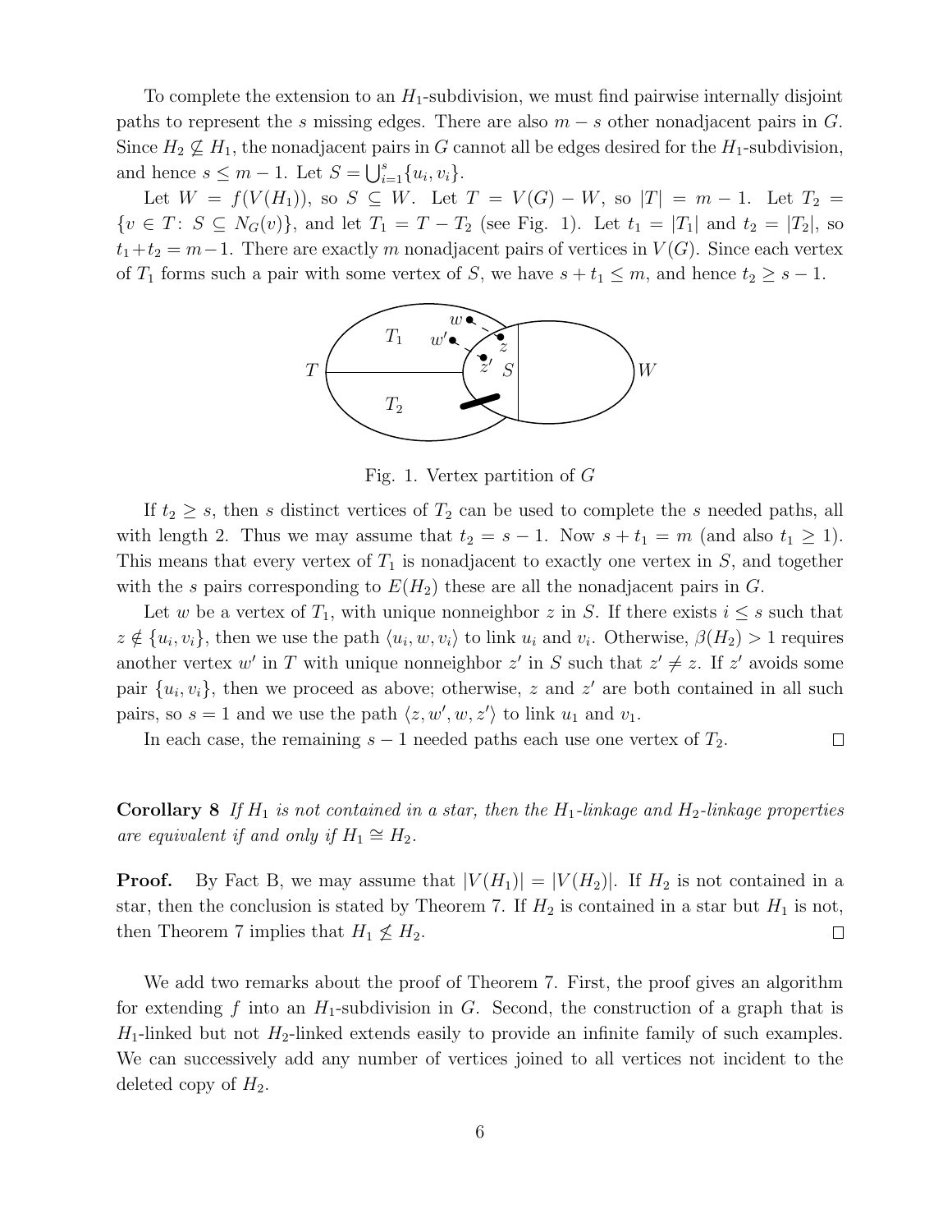To complete the extension to an $H_1$-subdivision, we must find pairwise internally disjoint paths to represent the $s$ missing edges. There are also $m - s$ other nonadjacent pairs in $G$. Since $H_2 \not\subseteq H_1$, the nonadjacent pairs in $G$ cannot all be edges desired for the $H_1$-subdivision, and hence $s \leq m - 1$. Let $S = \bigcup_{i=1}^{s} \{u_i, v_i\}$.

Let $W = f(V(H_1))$, so $S \subseteq W$. Let $T = V(G) - W$, so $|T| = m - 1$. Let $T_2 = \{v \in T \colon S \subseteq N_G(v)\}$, and let $T_1 = T - T_2$ (see Fig. 1). Let $t_1 = |T_1|$ and $t_2 = |T_2|$, so $t_1 + t_2 = m - 1$. There are exactly $m$ nonadjacent pairs of vertices in $V(G)$. Since each vertex of $T_1$ forms such a pair with some vertex of $S$, we have $s + t_1 \leq m$, and hence $t_2 \geq s - 1$.

Fig. 1. Vertex partition of $G$

If $t_2 \geq s$, then $s$ distinct vertices of $T_2$ can be used to complete the $s$ needed paths, all with length 2. Thus we may assume that $t_2 = s - 1$. Now $s + t_1 = m$ (and also $t_1 \geq 1$). This means that every vertex of $T_1$ is nonadjacent to exactly one vertex in $S$, and together with the $s$ pairs corresponding to $E(H_2)$ these are all the nonadjacent pairs in $G$.

Let $w$ be a vertex of $T_1$, with unique nonneighbor $z$ in $S$. If there exists $i \leq s$ such that $z \notin \{u_i, v_i\}$, then we use the path $\langle u_i, w, v_i \rangle$ to link $u_i$ and $v_i$. Otherwise, $\beta(H_2) > 1$ requires another vertex $w'$ in $T$ with unique nonneighbor $z'$ in $S$ such that $z' \neq z$. If $z'$ avoids some pair $\{u_i, v_i\}$, then we proceed as above; otherwise, $z$ and $z'$ are both contained in all such pairs, so $s = 1$ and we use the path $\langle z, w', w, z' \rangle$ to link $u_1$ and $v_1$.

In each case, the remaining $s - 1$ needed paths each use one vertex of $T_2$. □

**Corollary 8** *If $H_1$ is not contained in a star, then the $H_1$-linkage and $H_2$-linkage properties are equivalent if and only if $H_1 \cong H_2$.*

**Proof.** By Fact B, we may assume that $|V(H_1)| = |V(H_2)|$. If $H_2$ is not contained in a star, then the conclusion is stated by Theorem 7. If $H_2$ is contained in a star but $H_1$ is not, then Theorem 7 implies that $H_1 \not\leq H_2$. □

We add two remarks about the proof of Theorem 7. First, the proof gives an algorithm for extending $f$ into an $H_1$-subdivision in $G$. Second, the construction of a graph that is $H_1$-linked but not $H_2$-linked extends easily to provide an infinite family of such examples. We can successively add any number of vertices joined to all vertices not incident to the deleted copy of $H_2$.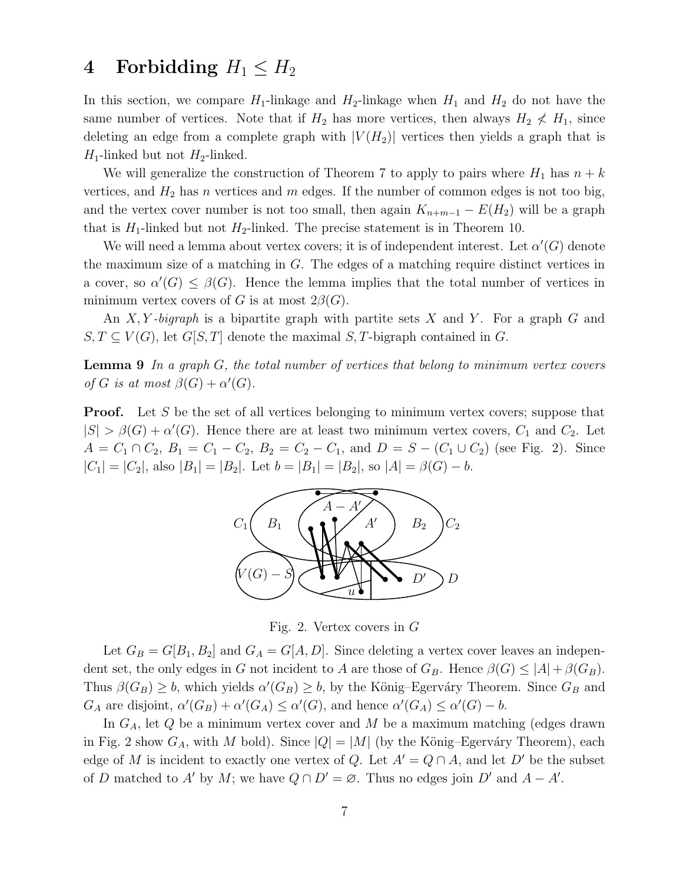# 4 Forbidding $H_1 \leq H_2$

In this section, we compare $H_1$-linkage and $H_2$-linkage when $H_1$ and $H_2$ do not have the same number of vertices. Note that if $H_2$ has more vertices, then always $H_2 \not\leq H_1$, since deleting an edge from a complete graph with $|V(H_2)|$ vertices then yields a graph that is $H_1$-linked but not $H_2$-linked.

We will generalize the construction of Theorem 7 to apply to pairs where $H_1$ has $n + k$ vertices, and $H_2$ has $n$ vertices and $m$ edges. If the number of common edges is not too big, and the vertex cover number is not too small, then again $K_{n+m-1} - E(H_2)$ will be a graph that is $H_1$-linked but not $H_2$-linked. The precise statement is in Theorem 10.

We will need a lemma about vertex covers; it is of independent interest. Let $\alpha'(G)$ denote the maximum size of a matching in $G$. The edges of a matching require distinct vertices in a cover, so $\alpha'(G) \leq \beta(G)$. Hence the lemma implies that the total number of vertices in minimum vertex covers of $G$ is at most $2\beta(G)$.

An $X, Y$*-bigraph* is a bipartite graph with partite sets $X$ and $Y$. For a graph $G$ and $S, T \subseteq V(G)$, let $G[S, T]$ denote the maximal $S, T$-bigraph contained in $G$.

**Lemma 9** *In a graph $G$, the total number of vertices that belong to minimum vertex covers of $G$ is at most $\beta(G) + \alpha'(G)$.*

**Proof.** Let $S$ be the set of all vertices belonging to minimum vertex covers; suppose that $|S| > \beta(G) + \alpha'(G)$. Hence there are at least two minimum vertex covers, $C_1$ and $C_2$. Let $A = C_1 \cap C_2$, $B_1 = C_1 - C_2$, $B_2 = C_2 - C_1$, and $D = S - (C_1 \cup C_2)$ (see Fig. 2). Since $|C_1| = |C_2|$, also $|B_1| = |B_2|$. Let $b = |B_1| = |B_2|$, so $|A| = \beta(G) - b$.

Fig. 2. Vertex covers in $G$

Let $G_B = G[B_1, B_2]$ and $G_A = G[A, D]$. Since deleting a vertex cover leaves an independent set, the only edges in $G$ not incident to $A$ are those of $G_B$. Hence $\beta(G) \leq |A| + \beta(G_B)$. Thus $\beta(G_B) \geq b$, which yields $\alpha'(G_B) \geq b$, by the König–Egerváry Theorem. Since $G_B$ and $G_A$ are disjoint, $\alpha'(G_B) + \alpha'(G_A) \leq \alpha'(G)$, and hence $\alpha'(G_A) \leq \alpha'(G) - b$.

In $G_A$, let $Q$ be a minimum vertex cover and $M$ be a maximum matching (edges drawn in Fig. 2 show $G_A$, with $M$ bold). Since $|Q| = |M|$ (by the König–Egerváry Theorem), each edge of $M$ is incident to exactly one vertex of $Q$. Let $A' = Q \cap A$, and let $D'$ be the subset of $D$ matched to $A'$ by $M$; we have $Q \cap D' = \varnothing$. Thus no edges join $D'$ and $A - A'$.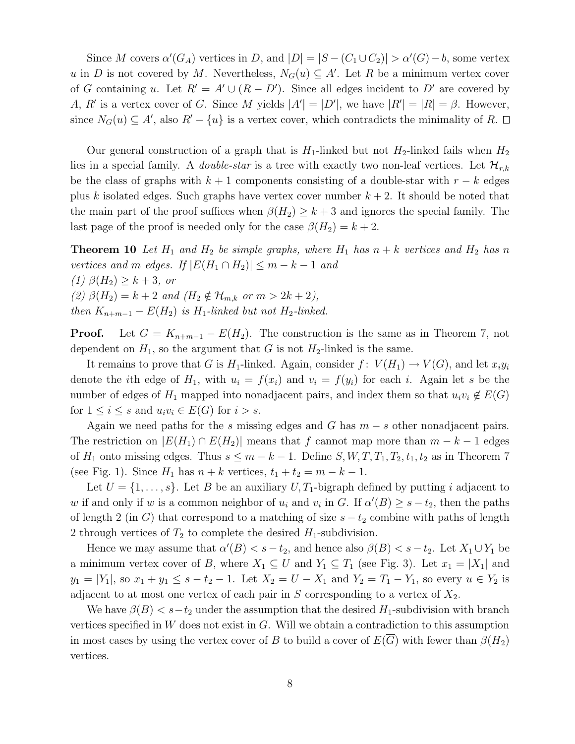Since $M$ covers $\alpha'(G_A)$ vertices in $D$, and $|D| = |S - (C_1 \cup C_2)| > \alpha'(G) - b$, some vertex $u$ in $D$ is not covered by $M$. Nevertheless, $N_G(u) \subseteq A'$. Let $R$ be a minimum vertex cover of $G$ containing $u$. Let $R' = A' \cup (R - D')$. Since all edges incident to $D'$ are covered by $A$, $R'$ is a vertex cover of $G$. Since $M$ yields $|A'| = |D'|$, we have $|R'| = |R| = \beta$. However, since $N_G(u) \subseteq A'$, also $R' - \{u\}$ is a vertex cover, which contradicts the minimality of $R$. □

Our general construction of a graph that is $H_1$-linked but not $H_2$-linked fails when $H_2$ lies in a special family. A *double-star* is a tree with exactly two non-leaf vertices. Let $\mathcal{H}_{r,k}$ be the class of graphs with $k+1$ components consisting of a double-star with $r-k$ edges plus $k$ isolated edges. Such graphs have vertex cover number $k+2$. It should be noted that the main part of the proof suffices when $\beta(H_2) \geq k+3$ and ignores the special family. The last page of the proof is needed only for the case $\beta(H_2) = k+2$.

**Theorem 10** *Let $H_1$ and $H_2$ be simple graphs, where $H_1$ has $n+k$ vertices and $H_2$ has $n$ vertices and $m$ edges. If $|E(H_1 \cap H_2)| \leq m-k-1$ and*
*(1) $\beta(H_2) \geq k+3$, or*
*(2) $\beta(H_2) = k+2$ and ($H_2 \notin \mathcal{H}_{m,k}$ or $m > 2k+2$),*
*then $K_{n+m-1} - E(H_2)$ is $H_1$-linked but not $H_2$-linked.*

**Proof.** Let $G = K_{n+m-1} - E(H_2)$. The construction is the same as in Theorem 7, not dependent on $H_1$, so the argument that $G$ is not $H_2$-linked is the same.

It remains to prove that $G$ is $H_1$-linked. Again, consider $f\colon V(H_1) \to V(G)$, and let $x_iy_i$ denote the $i$th edge of $H_1$, with $u_i = f(x_i)$ and $v_i = f(y_i)$ for each $i$. Again let $s$ be the number of edges of $H_1$ mapped into nonadjacent pairs, and index them so that $u_iv_i \notin E(G)$ for $1 \leq i \leq s$ and $u_iv_i \in E(G)$ for $i > s$.

Again we need paths for the $s$ missing edges and $G$ has $m-s$ other nonadjacent pairs. The restriction on $|E(H_1) \cap E(H_2)|$ means that $f$ cannot map more than $m-k-1$ edges of $H_1$ onto missing edges. Thus $s \leq m-k-1$. Define $S, W, T, T_1, T_2, t_1, t_2$ as in Theorem 7 (see Fig. 1). Since $H_1$ has $n+k$ vertices, $t_1 + t_2 = m-k-1$.

Let $U = \{1, \ldots, s\}$. Let $B$ be an auxiliary $U, T_1$-bigraph defined by putting $i$ adjacent to $w$ if and only if $w$ is a common neighbor of $u_i$ and $v_i$ in $G$. If $\alpha'(B) \geq s - t_2$, then the paths of length 2 (in $G$) that correspond to a matching of size $s - t_2$ combine with paths of length 2 through vertices of $T_2$ to complete the desired $H_1$-subdivision.

Hence we may assume that $\alpha'(B) < s - t_2$, and hence also $\beta(B) < s - t_2$. Let $X_1 \cup Y_1$ be a minimum vertex cover of $B$, where $X_1 \subseteq U$ and $Y_1 \subseteq T_1$ (see Fig. 3). Let $x_1 = |X_1|$ and $y_1 = |Y_1|$, so $x_1 + y_1 \leq s - t_2 - 1$. Let $X_2 = U - X_1$ and $Y_2 = T_1 - Y_1$, so every $u \in Y_2$ is adjacent to at most one vertex of each pair in $S$ corresponding to a vertex of $X_2$.

We have $\beta(B) < s - t_2$ under the assumption that the desired $H_1$-subdivision with branch vertices specified in $W$ does not exist in $G$. Will we obtain a contradiction to this assumption in most cases by using the vertex cover of $B$ to build a cover of $E(\overline{G})$ with fewer than $\beta(H_2)$ vertices.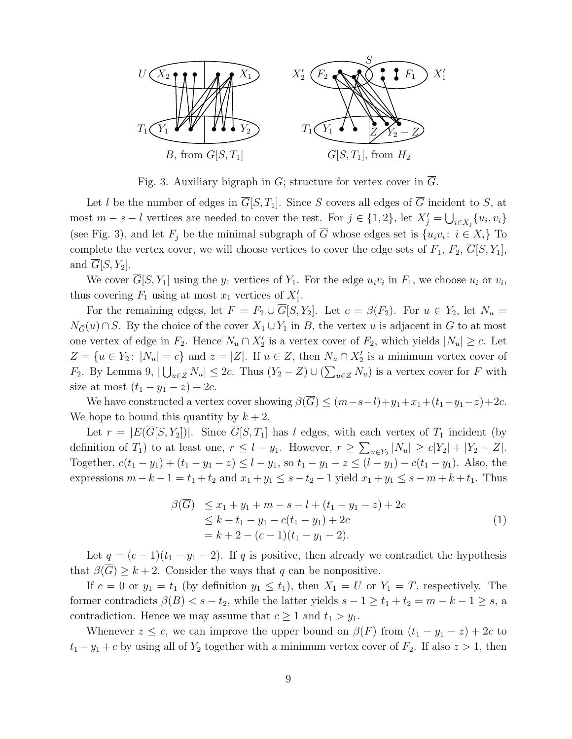Fig. 3. Auxiliary bigraph in $G$; structure for vertex cover in $\overline{G}$.

Let $l$ be the number of edges in $\overline{G}[S,T_1]$. Since $S$ covers all edges of $\overline{G}$ incident to $S$, at most $m-s-l$ vertices are needed to cover the rest. For $j\in\{1,2\}$, let $X_j'=\bigcup_{i\in X_j}\{u_i,v_i\}$ (see Fig. 3), and let $F_j$ be the minimal subgraph of $\overline{G}$ whose edges set is $\{u_iv_i\colon\ i\in X_i\}$ To complete the vertex cover, we will choose vertices to cover the edge sets of $F_1$, $F_2$, $\overline{G}[S,Y_1]$, and $\overline{G}[S,Y_2]$.

We cover $\overline{G}[S,Y_1]$ using the $y_1$ vertices of $Y_1$. For the edge $u_iv_i$ in $F_1$, we choose $u_i$ or $v_i$, thus covering $F_1$ using at most $x_1$ vertices of $X_1'$.

For the remaining edges, let $F=F_2\cup\overline{G}[S,Y_2]$. Let $c=\beta(F_2)$. For $u\in Y_2$, let $N_u=N_{\overline{G}}(u)\cap S$. By the choice of the cover $X_1\cup Y_1$ in $B$, the vertex $u$ is adjacent in $G$ to at most one vertex of edge in $F_2$. Hence $N_u\cap X_2'$ is a vertex cover of $F_2$, which yields $|N_u|\ge c$. Let $Z=\{u\in Y_2\colon\ |N_u|=c\}$ and $z=|Z|$. If $u\in Z$, then $N_u\cap X_2'$ is a minimum vertex cover of $F_2$. By Lemma 9, $|\bigcup_{u\in Z}N_u|\le 2c$. Thus $(Y_2-Z)\cup(\sum_{u\in Z}N_u)$ is a vertex cover for $F$ with size at most $(t_1-y_1-z)+2c$.

We have constructed a vertex cover showing $\beta(\overline{G})\le(m-s-l)+y_1+x_1+(t_1-y_1-z)+2c$. We hope to bound this quantity by $k+2$.

Let $r=|E(\overline{G}[S,Y_2])|$. Since $\overline{G}[S,T_1]$ has $l$ edges, with each vertex of $T_1$ incident (by definition of $T_1$) to at least one, $r\le l-y_1$. However, $r\ge\sum_{u\in Y_2}|N_u|\ge c|Y_2|+|Y_2-Z|$. Together, $c(t_1-y_1)+(t_1-y_1-z)\le l-y_1$, so $t_1-y_1-z\le(l-y_1)-c(t_1-y_1)$. Also, the expressions $m-k-1=t_1+t_2$ and $x_1+y_1\le s-t_2-1$ yield $x_1+y_1\le s-m+k+t_1$. Thus

$$
\begin{aligned}
\beta(\overline{G}) &\le x_1+y_1+m-s-l+(t_1-y_1-z)+2c\\
&\le k+t_1-y_1-c(t_1-y_1)+2c\\
&= k+2-(c-1)(t_1-y_1-2).
\end{aligned}
\tag{1}
$$

Let $q=(c-1)(t_1-y_1-2)$. If $q$ is positive, then already we contradict the hypothesis that $\beta(\overline{G})\ge k+2$. Consider the ways that $q$ can be nonpositive.

If $c=0$ or $y_1=t_1$ (by definition $y_1\le t_1$), then $X_1=U$ or $Y_1=T$, respectively. The former contradicts $\beta(B)<s-t_2$, while the latter yields $s-1\ge t_1+t_2=m-k-1\ge s$, a contradiction. Hence we may assume that $c\ge1$ and $t_1>y_1$.

Whenever $z\le c$, we can improve the upper bound on $\beta(F)$ from $(t_1-y_1-z)+2c$ to $t_1-y_1+c$ by using all of $Y_2$ together with a minimum vertex cover of $F_2$. If also $z>1$, then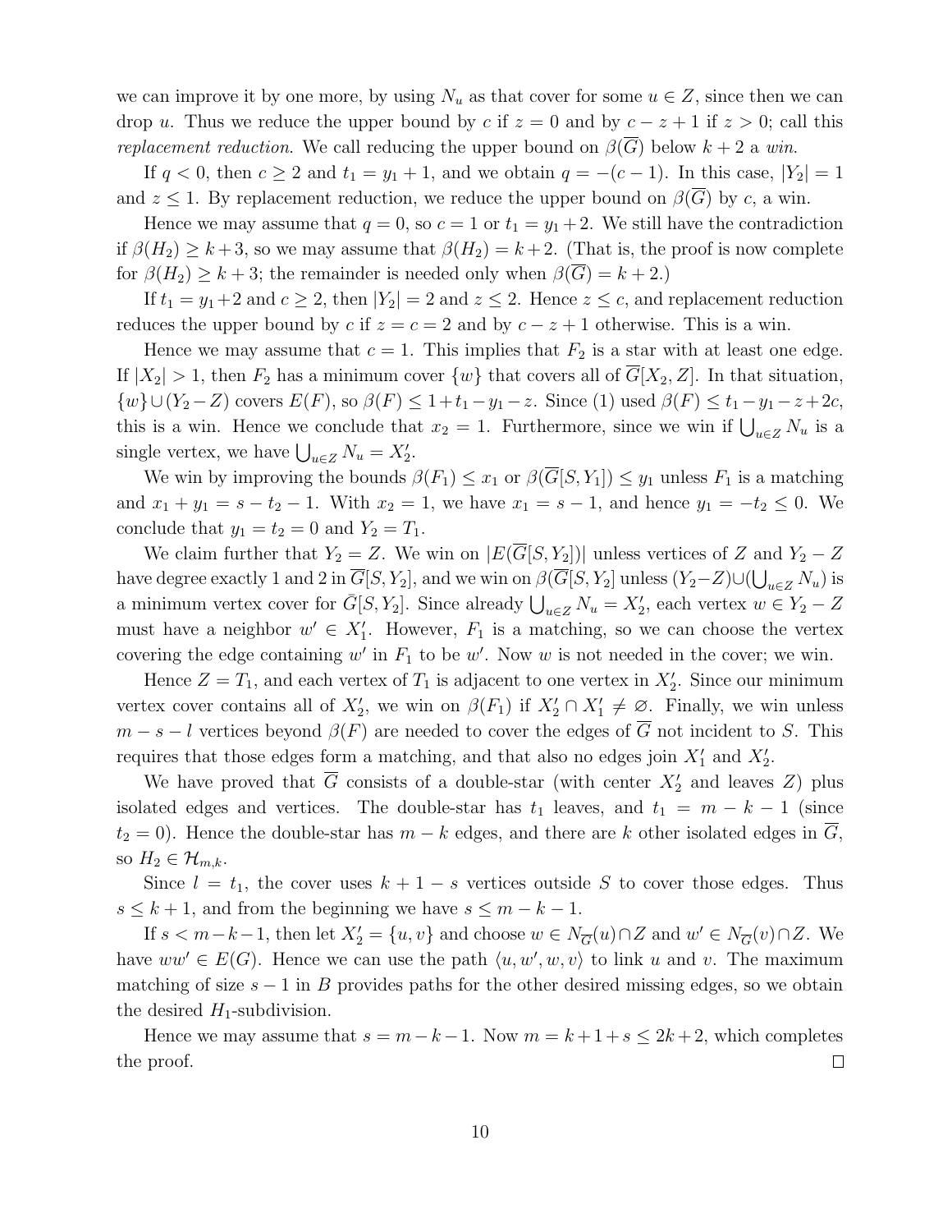we can improve it by one more, by using $N_u$ as that cover for some $u \in Z$, since then we can drop $u$. Thus we reduce the upper bound by $c$ if $z = 0$ and by $c - z + 1$ if $z > 0$; call this *replacement reduction*. We call reducing the upper bound on $\beta(\overline{G})$ below $k + 2$ a *win*.

If $q < 0$, then $c \geq 2$ and $t_1 = y_1 + 1$, and we obtain $q = -(c - 1)$. In this case, $|Y_2| = 1$ and $z \leq 1$. By replacement reduction, we reduce the upper bound on $\beta(\overline{G})$ by $c$, a win.

Hence we may assume that $q = 0$, so $c = 1$ or $t_1 = y_1 + 2$. We still have the contradiction if $\beta(H_2) \geq k + 3$, so we may assume that $\beta(H_2) = k + 2$. (That is, the proof is now complete for $\beta(H_2) \geq k + 3$; the remainder is needed only when $\beta(\overline{G}) = k + 2$.)

If $t_1 = y_1 + 2$ and $c \geq 2$, then $|Y_2| = 2$ and $z \leq 2$. Hence $z \leq c$, and replacement reduction reduces the upper bound by $c$ if $z = c = 2$ and by $c - z + 1$ otherwise. This is a win.

Hence we may assume that $c = 1$. This implies that $F_2$ is a star with at least one edge. If $|X_2| > 1$, then $F_2$ has a minimum cover $\{w\}$ that covers all of $\overline{G}[X_2, Z]$. In that situation, $\{w\} \cup (Y_2 - Z)$ covers $E(F)$, so $\beta(F) \leq 1 + t_1 - y_1 - z$. Since (1) used $\beta(F) \leq t_1 - y_1 - z + 2c$, this is a win. Hence we conclude that $x_2 = 1$. Furthermore, since we win if $\bigcup_{u \in Z} N_u$ is a single vertex, we have $\bigcup_{u \in Z} N_u = X_2'$.

We win by improving the bounds $\beta(F_1) \leq x_1$ or $\beta(\overline{G}[S, Y_1]) \leq y_1$ unless $F_1$ is a matching and $x_1 + y_1 = s - t_2 - 1$. With $x_2 = 1$, we have $x_1 = s - 1$, and hence $y_1 = -t_2 \leq 0$. We conclude that $y_1 = t_2 = 0$ and $Y_2 = T_1$.

We claim further that $Y_2 = Z$. We win on $|E(\overline{G}[S, Y_2])|$ unless vertices of $Z$ and $Y_2 - Z$ have degree exactly 1 and 2 in $\overline{G}[S, Y_2]$, and we win on $\beta(\overline{G}[S, Y_2]$ unless $(Y_2 - Z) \cup (\bigcup_{u \in Z} N_u)$ is a minimum vertex cover for $\bar{G}[S, Y_2]$. Since already $\bigcup_{u \in Z} N_u = X_2'$, each vertex $w \in Y_2 - Z$ must have a neighbor $w' \in X_1'$. However, $F_1$ is a matching, so we can choose the vertex covering the edge containing $w'$ in $F_1$ to be $w'$. Now $w$ is not needed in the cover; we win.

Hence $Z = T_1$, and each vertex of $T_1$ is adjacent to one vertex in $X_2'$. Since our minimum vertex cover contains all of $X_2'$, we win on $\beta(F_1)$ if $X_2' \cap X_1' \neq \varnothing$. Finally, we win unless $m - s - l$ vertices beyond $\beta(F)$ are needed to cover the edges of $\overline{G}$ not incident to $S$. This requires that those edges form a matching, and that also no edges join $X_1'$ and $X_2'$.

We have proved that $\overline{G}$ consists of a double-star (with center $X_2'$ and leaves $Z$) plus isolated edges and vertices. The double-star has $t_1$ leaves, and $t_1 = m - k - 1$ (since $t_2 = 0$). Hence the double-star has $m - k$ edges, and there are $k$ other isolated edges in $\overline{G}$, so $H_2 \in \mathcal{H}_{m,k}$.

Since $l = t_1$, the cover uses $k + 1 - s$ vertices outside $S$ to cover those edges. Thus $s \leq k + 1$, and from the beginning we have $s \leq m - k - 1$.

If $s < m - k - 1$, then let $X_2' = \{u, v\}$ and choose $w \in N_{\overline{G}}(u) \cap Z$ and $w' \in N_{\overline{G}}(v) \cap Z$. We have $ww' \in E(G)$. Hence we can use the path $\langle u, w', w, v \rangle$ to link $u$ and $v$. The maximum matching of size $s - 1$ in $B$ provides paths for the other desired missing edges, so we obtain the desired $H_1$-subdivision.

Hence we may assume that $s = m - k - 1$. Now $m = k + 1 + s \leq 2k + 2$, which completes the proof. $\square$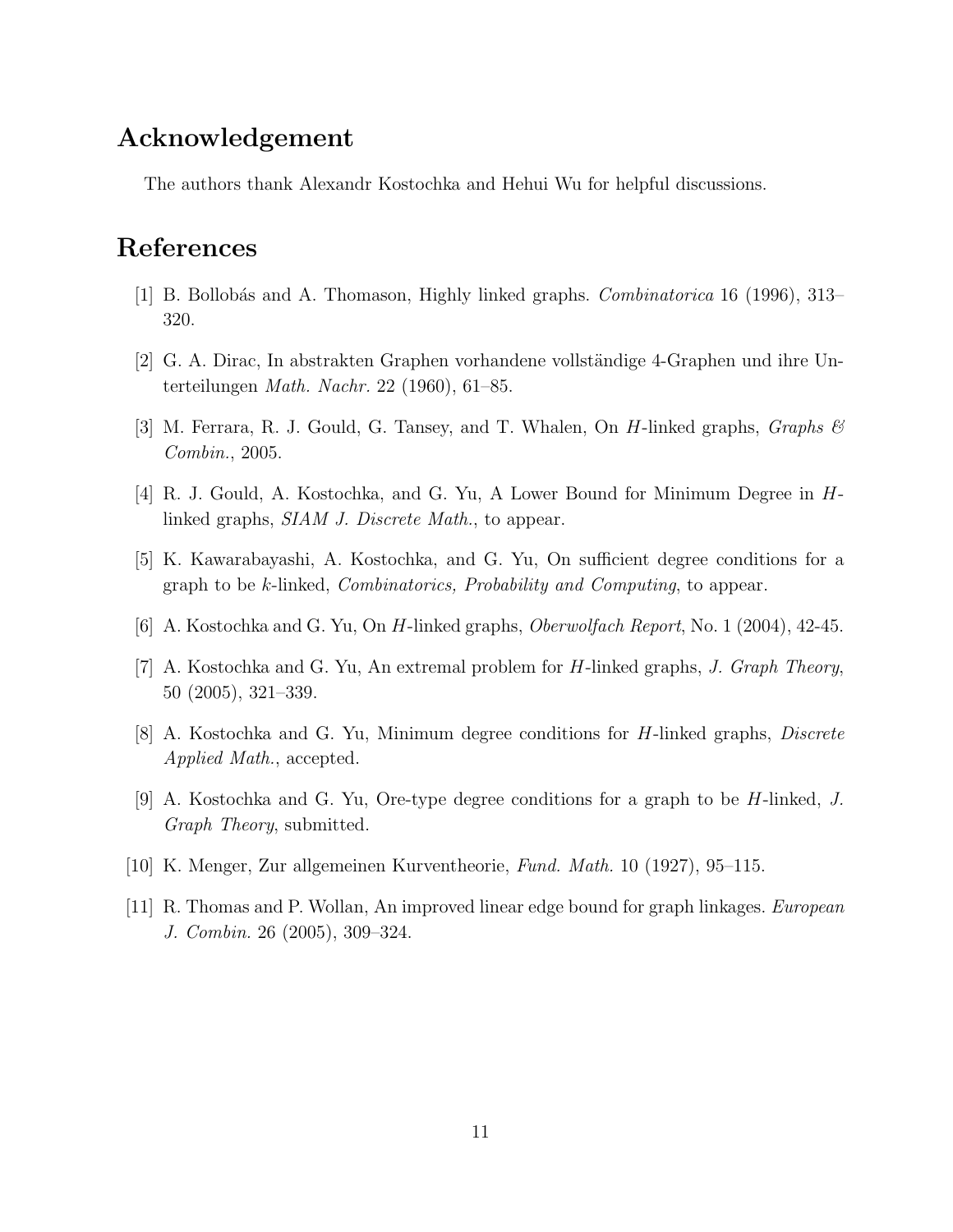## Acknowledgement

The authors thank Alexandr Kostochka and Hehui Wu for helpful discussions.

## References

[1] B. Bollobás and A. Thomason, Highly linked graphs. *Combinatorica* 16 (1996), 313–320.

[2] G. A. Dirac, In abstrakten Graphen vorhandene vollständige 4-Graphen und ihre Unterteilungen *Math. Nachr.* 22 (1960), 61–85.

[3] M. Ferrara, R. J. Gould, G. Tansey, and T. Whalen, On $H$-linked graphs, *Graphs & Combin.*, 2005.

[4] R. J. Gould, A. Kostochka, and G. Yu, A Lower Bound for Minimum Degree in $H$-linked graphs, *SIAM J. Discrete Math.*, to appear.

[5] K. Kawarabayashi, A. Kostochka, and G. Yu, On sufficient degree conditions for a graph to be $k$-linked, *Combinatorics, Probability and Computing*, to appear.

[6] A. Kostochka and G. Yu, On $H$-linked graphs, *Oberwolfach Report*, No. 1 (2004), 42-45.

[7] A. Kostochka and G. Yu, An extremal problem for $H$-linked graphs, *J. Graph Theory*, 50 (2005), 321–339.

[8] A. Kostochka and G. Yu, Minimum degree conditions for $H$-linked graphs, *Discrete Applied Math.*, accepted.

[9] A. Kostochka and G. Yu, Ore-type degree conditions for a graph to be $H$-linked, *J. Graph Theory*, submitted.

[10] K. Menger, Zur allgemeinen Kurventheorie, *Fund. Math.* 10 (1927), 95–115.

[11] R. Thomas and P. Wollan, An improved linear edge bound for graph linkages. *European J. Combin.* 26 (2005), 309–324.